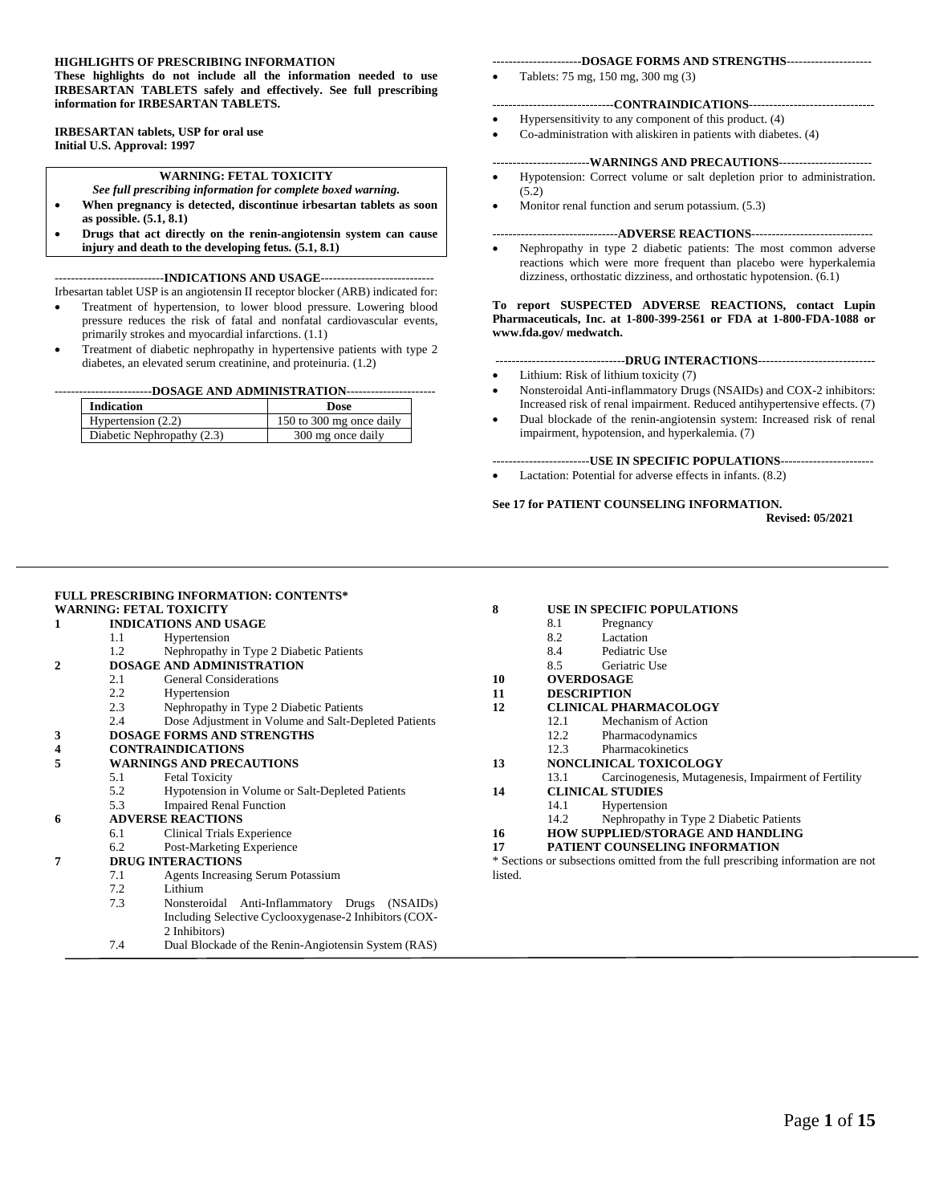**HIGHLIGHTS OF PRESCRIBING INFORMATION**

**These highlights do not include all the information needed to use IRBESARTAN TABLETS safely and effectively. See full prescribing information for IRBESARTAN TABLETS.**

**IRBESARTAN tablets, USP for oral use**
**Initial U.S. Approval: 1997**

**WARNING: FETAL TOXICITY**

***See full prescribing information for complete boxed warning.***

- **When pregnancy is detected, discontinue irbesartan tablets as soon as possible. (5.1, 8.1)**
- **Drugs that act directly on the renin-angiotensin system can cause injury and death to the developing fetus. (5.1, 8.1)**

---------------------------**INDICATIONS AND USAGE**----------------------------

Irbesartan tablet USP is an angiotensin II receptor blocker (ARB) indicated for:

- Treatment of hypertension, to lower blood pressure. Lowering blood pressure reduces the risk of fatal and nonfatal cardiovascular events, primarily strokes and myocardial infarctions. (1.1)
- Treatment of diabetic nephropathy in hypertensive patients with type 2 diabetes, an elevated serum creatinine, and proteinuria. (1.2)

------------------------**DOSAGE AND ADMINISTRATION**----------------------

| Indication | Dose |
|---|---|
| Hypertension (2.2) | 150 to 300 mg once daily |
| Diabetic Nephropathy (2.3) | 300 mg once daily |

----------------------**DOSAGE FORMS AND STRENGTHS**---------------------

- Tablets: 75 mg, 150 mg, 300 mg (3)

------------------------------**CONTRAINDICATIONS**-------------------------------

- Hypersensitivity to any component of this product. (4)
- Co-administration with aliskiren in patients with diabetes. (4)

------------------------**WARNINGS AND PRECAUTIONS**-----------------------

- Hypotension: Correct volume or salt depletion prior to administration. (5.2)
- Monitor renal function and serum potassium. (5.3)

-------------------------------**ADVERSE REACTIONS**------------------------------

- Nephropathy in type 2 diabetic patients: The most common adverse reactions which were more frequent than placebo were hyperkalemia dizziness, orthostatic dizziness, and orthostatic hypotension. (6.1)

**To report SUSPECTED ADVERSE REACTIONS, contact Lupin Pharmaceuticals, Inc. at 1-800-399-2561 or FDA at 1-800-FDA-1088 or www.fda.gov/ medwatch.**

--------------------------------**DRUG INTERACTIONS**-----------------------------

- Lithium: Risk of lithium toxicity (7)
- Nonsteroidal Anti-inflammatory Drugs (NSAIDs) and COX-2 inhibitors: Increased risk of renal impairment. Reduced antihypertensive effects. (7)
- Dual blockade of the renin-angiotensin system: Increased risk of renal impairment, hypotension, and hyperkalemia. (7)

------------------------**USE IN SPECIFIC POPULATIONS**-----------------------

- Lactation: Potential for adverse effects in infants. (8.2)

**See 17 for PATIENT COUNSELING INFORMATION.**

**Revised: 05/2021**

---

**FULL PRESCRIBING INFORMATION: CONTENTS***

**WARNING: FETAL TOXICITY**

**1 INDICATIONS AND USAGE**
- 1.1 Hypertension
- 1.2 Nephropathy in Type 2 Diabetic Patients

**2 DOSAGE AND ADMINISTRATION**
- 2.1 General Considerations
- 2.2 Hypertension
- 2.3 Nephropathy in Type 2 Diabetic Patients
- 2.4 Dose Adjustment in Volume and Salt-Depleted Patients

**3 DOSAGE FORMS AND STRENGTHS**

**4 CONTRAINDICATIONS**

**5 WARNINGS AND PRECAUTIONS**
- 5.1 Fetal Toxicity
- 5.2 Hypotension in Volume or Salt-Depleted Patients
- 5.3 Impaired Renal Function

**6 ADVERSE REACTIONS**
- 6.1 Clinical Trials Experience
- 6.2 Post-Marketing Experience

**7 DRUG INTERACTIONS**
- 7.1 Agents Increasing Serum Potassium
- 7.2 Lithium
- 7.3 Nonsteroidal Anti-Inflammatory Drugs (NSAIDs) Including Selective Cyclooxygenase-2 Inhibitors (COX-2 Inhibitors)
- 7.4 Dual Blockade of the Renin-Angiotensin System (RAS)

**8 USE IN SPECIFIC POPULATIONS**
- 8.1 Pregnancy
- 8.2 Lactation
- 8.4 Pediatric Use
- 8.5 Geriatric Use

**10 OVERDOSAGE**

**11 DESCRIPTION**

**12 CLINICAL PHARMACOLOGY**
- 12.1 Mechanism of Action
- 12.2 Pharmacodynamics
- 12.3 Pharmacokinetics

**13 NONCLINICAL TOXICOLOGY**
- 13.1 Carcinogenesis, Mutagenesis, Impairment of Fertility

**14 CLINICAL STUDIES**
- 14.1 Hypertension
- 14.2 Nephropathy in Type 2 Diabetic Patients

**16 HOW SUPPLIED/STORAGE AND HANDLING**

**17 PATIENT COUNSELING INFORMATION**

* Sections or subsections omitted from the full prescribing information are not listed.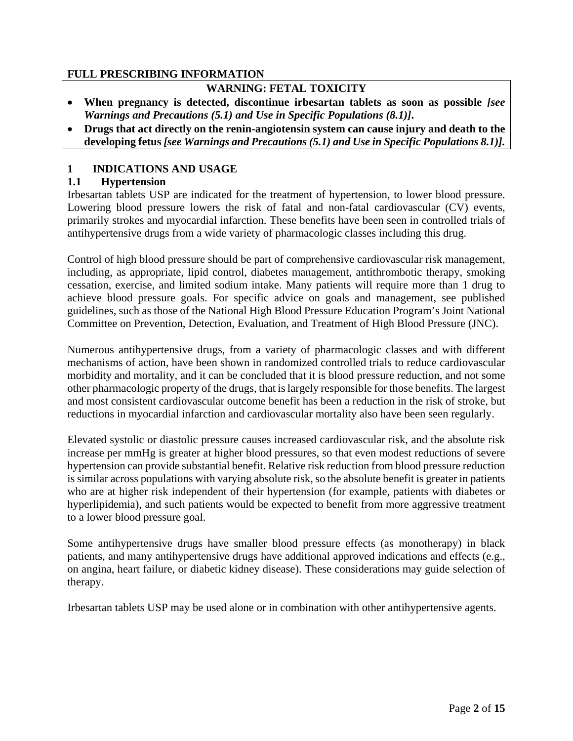# FULL PRESCRIBING INFORMATION

**WARNING: FETAL TOXICITY**

- **When pregnancy is detected, discontinue irbesartan tablets as soon as possible** ***[see Warnings and Precautions (5.1) and Use in Specific Populations (8.1)].***
- **Drugs that act directly on the renin-angiotensin system can cause injury and death to the developing fetus** ***[see Warnings and Precautions (5.1) and Use in Specific Populations 8.1)].***

## 1 INDICATIONS AND USAGE

### 1.1 Hypertension

Irbesartan tablets USP are indicated for the treatment of hypertension, to lower blood pressure. Lowering blood pressure lowers the risk of fatal and non-fatal cardiovascular (CV) events, primarily strokes and myocardial infarction. These benefits have been seen in controlled trials of antihypertensive drugs from a wide variety of pharmacologic classes including this drug.

Control of high blood pressure should be part of comprehensive cardiovascular risk management, including, as appropriate, lipid control, diabetes management, antithrombotic therapy, smoking cessation, exercise, and limited sodium intake. Many patients will require more than 1 drug to achieve blood pressure goals. For specific advice on goals and management, see published guidelines, such as those of the National High Blood Pressure Education Program's Joint National Committee on Prevention, Detection, Evaluation, and Treatment of High Blood Pressure (JNC).

Numerous antihypertensive drugs, from a variety of pharmacologic classes and with different mechanisms of action, have been shown in randomized controlled trials to reduce cardiovascular morbidity and mortality, and it can be concluded that it is blood pressure reduction, and not some other pharmacologic property of the drugs, that is largely responsible for those benefits. The largest and most consistent cardiovascular outcome benefit has been a reduction in the risk of stroke, but reductions in myocardial infarction and cardiovascular mortality also have been seen regularly.

Elevated systolic or diastolic pressure causes increased cardiovascular risk, and the absolute risk increase per mmHg is greater at higher blood pressures, so that even modest reductions of severe hypertension can provide substantial benefit. Relative risk reduction from blood pressure reduction is similar across populations with varying absolute risk, so the absolute benefit is greater in patients who are at higher risk independent of their hypertension (for example, patients with diabetes or hyperlipidemia), and such patients would be expected to benefit from more aggressive treatment to a lower blood pressure goal.

Some antihypertensive drugs have smaller blood pressure effects (as monotherapy) in black patients, and many antihypertensive drugs have additional approved indications and effects (e.g., on angina, heart failure, or diabetic kidney disease). These considerations may guide selection of therapy.

Irbesartan tablets USP may be used alone or in combination with other antihypertensive agents.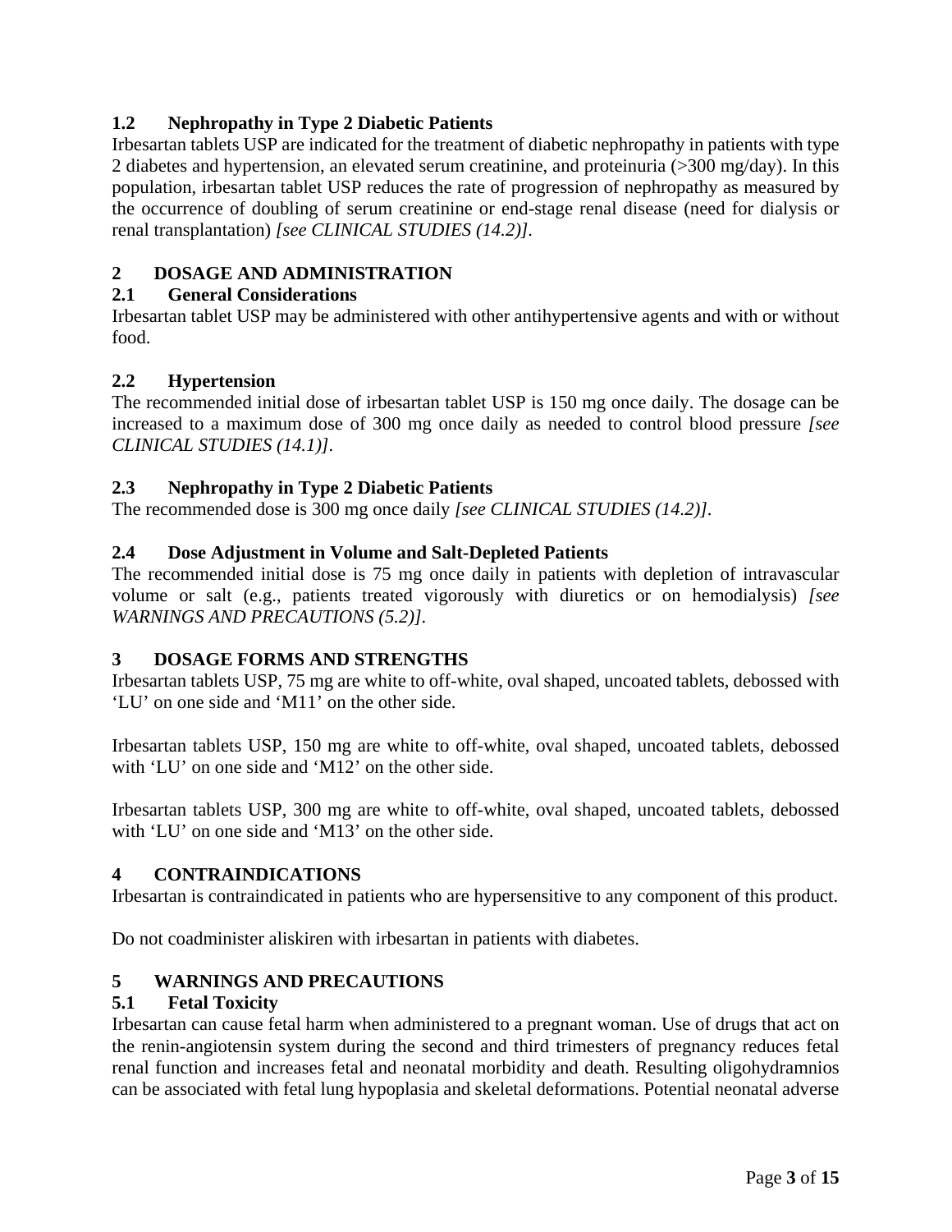### 1.2 Nephropathy in Type 2 Diabetic Patients

Irbesartan tablets USP are indicated for the treatment of diabetic nephropathy in patients with type 2 diabetes and hypertension, an elevated serum creatinine, and proteinuria (>300 mg/day). In this population, irbesartan tablet USP reduces the rate of progression of nephropathy as measured by the occurrence of doubling of serum creatinine or end-stage renal disease (need for dialysis or renal transplantation) *[see CLINICAL STUDIES (14.2)]*.

## 2 DOSAGE AND ADMINISTRATION

### 2.1 General Considerations

Irbesartan tablet USP may be administered with other antihypertensive agents and with or without food.

### 2.2 Hypertension

The recommended initial dose of irbesartan tablet USP is 150 mg once daily. The dosage can be increased to a maximum dose of 300 mg once daily as needed to control blood pressure *[see CLINICAL STUDIES (14.1)]*.

### 2.3 Nephropathy in Type 2 Diabetic Patients

The recommended dose is 300 mg once daily *[see CLINICAL STUDIES (14.2)]*.

### 2.4 Dose Adjustment in Volume and Salt-Depleted Patients

The recommended initial dose is 75 mg once daily in patients with depletion of intravascular volume or salt (e.g., patients treated vigorously with diuretics or on hemodialysis) *[see WARNINGS AND PRECAUTIONS (5.2)]*.

## 3 DOSAGE FORMS AND STRENGTHS

Irbesartan tablets USP, 75 mg are white to off-white, oval shaped, uncoated tablets, debossed with 'LU' on one side and 'M11' on the other side.

Irbesartan tablets USP, 150 mg are white to off-white, oval shaped, uncoated tablets, debossed with 'LU' on one side and 'M12' on the other side.

Irbesartan tablets USP, 300 mg are white to off-white, oval shaped, uncoated tablets, debossed with 'LU' on one side and 'M13' on the other side.

## 4 CONTRAINDICATIONS

Irbesartan is contraindicated in patients who are hypersensitive to any component of this product.

Do not coadminister aliskiren with irbesartan in patients with diabetes.

## 5 WARNINGS AND PRECAUTIONS

### 5.1 Fetal Toxicity

Irbesartan can cause fetal harm when administered to a pregnant woman. Use of drugs that act on the renin-angiotensin system during the second and third trimesters of pregnancy reduces fetal renal function and increases fetal and neonatal morbidity and death. Resulting oligohydramnios can be associated with fetal lung hypoplasia and skeletal deformations. Potential neonatal adverse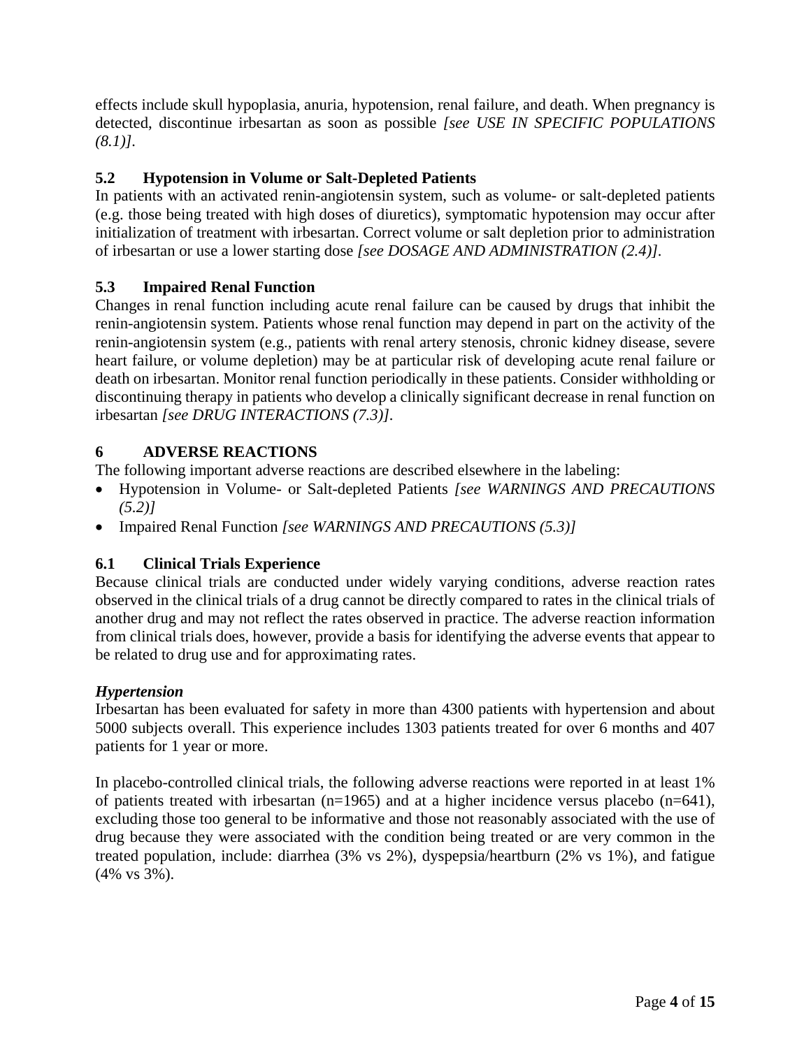effects include skull hypoplasia, anuria, hypotension, renal failure, and death. When pregnancy is detected, discontinue irbesartan as soon as possible *[see USE IN SPECIFIC POPULATIONS (8.1)]*.

### 5.2 Hypotension in Volume or Salt-Depleted Patients

In patients with an activated renin-angiotensin system, such as volume- or salt-depleted patients (e.g. those being treated with high doses of diuretics), symptomatic hypotension may occur after initialization of treatment with irbesartan. Correct volume or salt depletion prior to administration of irbesartan or use a lower starting dose *[see DOSAGE AND ADMINISTRATION (2.4)]*.

### 5.3 Impaired Renal Function

Changes in renal function including acute renal failure can be caused by drugs that inhibit the renin-angiotensin system. Patients whose renal function may depend in part on the activity of the renin-angiotensin system (e.g., patients with renal artery stenosis, chronic kidney disease, severe heart failure, or volume depletion) may be at particular risk of developing acute renal failure or death on irbesartan. Monitor renal function periodically in these patients. Consider withholding or discontinuing therapy in patients who develop a clinically significant decrease in renal function on irbesartan *[see DRUG INTERACTIONS (7.3)]*.

## 6 ADVERSE REACTIONS

The following important adverse reactions are described elsewhere in the labeling:

- Hypotension in Volume- or Salt-depleted Patients *[see WARNINGS AND PRECAUTIONS (5.2)]*
- Impaired Renal Function *[see WARNINGS AND PRECAUTIONS (5.3)]*

### 6.1 Clinical Trials Experience

Because clinical trials are conducted under widely varying conditions, adverse reaction rates observed in the clinical trials of a drug cannot be directly compared to rates in the clinical trials of another drug and may not reflect the rates observed in practice. The adverse reaction information from clinical trials does, however, provide a basis for identifying the adverse events that appear to be related to drug use and for approximating rates.

***Hypertension***

Irbesartan has been evaluated for safety in more than 4300 patients with hypertension and about 5000 subjects overall. This experience includes 1303 patients treated for over 6 months and 407 patients for 1 year or more.

In placebo-controlled clinical trials, the following adverse reactions were reported in at least 1% of patients treated with irbesartan (n=1965) and at a higher incidence versus placebo (n=641), excluding those too general to be informative and those not reasonably associated with the use of drug because they were associated with the condition being treated or are very common in the treated population, include: diarrhea (3% vs 2%), dyspepsia/heartburn (2% vs 1%), and fatigue (4% vs 3%).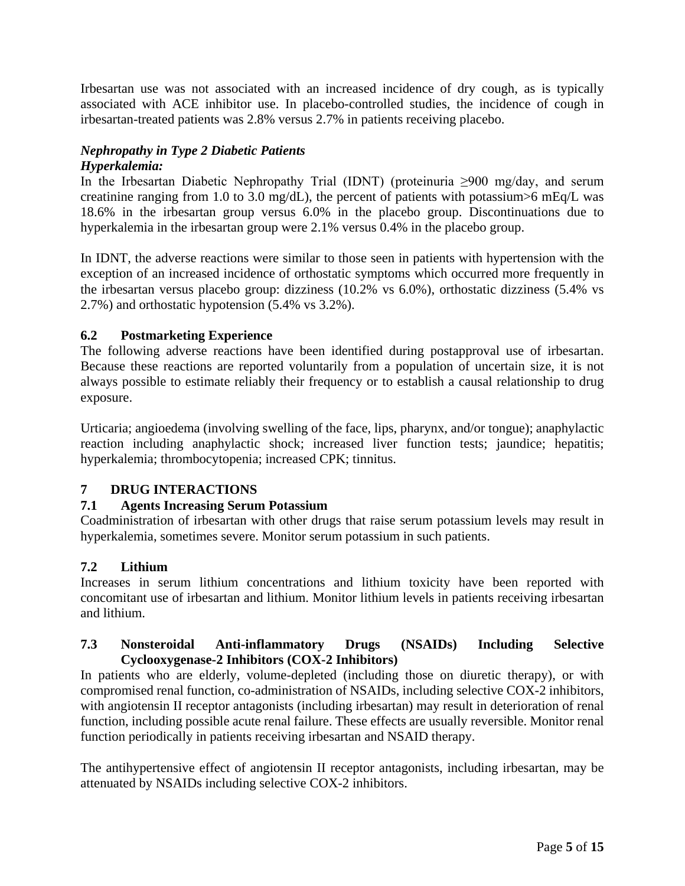Irbesartan use was not associated with an increased incidence of dry cough, as is typically associated with ACE inhibitor use. In placebo-controlled studies, the incidence of cough in irbesartan-treated patients was 2.8% versus 2.7% in patients receiving placebo.

***Nephropathy in Type 2 Diabetic Patients***

***Hyperkalemia:***

In the Irbesartan Diabetic Nephropathy Trial (IDNT) (proteinuria ≥900 mg/day, and serum creatinine ranging from 1.0 to 3.0 mg/dL), the percent of patients with potassium>6 mEq/L was 18.6% in the irbesartan group versus 6.0% in the placebo group. Discontinuations due to hyperkalemia in the irbesartan group were 2.1% versus 0.4% in the placebo group.

In IDNT, the adverse reactions were similar to those seen in patients with hypertension with the exception of an increased incidence of orthostatic symptoms which occurred more frequently in the irbesartan versus placebo group: dizziness (10.2% vs 6.0%), orthostatic dizziness (5.4% vs 2.7%) and orthostatic hypotension (5.4% vs 3.2%).

### 6.2 Postmarketing Experience

The following adverse reactions have been identified during postapproval use of irbesartan. Because these reactions are reported voluntarily from a population of uncertain size, it is not always possible to estimate reliably their frequency or to establish a causal relationship to drug exposure.

Urticaria; angioedema (involving swelling of the face, lips, pharynx, and/or tongue); anaphylactic reaction including anaphylactic shock; increased liver function tests; jaundice; hepatitis; hyperkalemia; thrombocytopenia; increased CPK; tinnitus.

## 7 DRUG INTERACTIONS

### 7.1 Agents Increasing Serum Potassium

Coadministration of irbesartan with other drugs that raise serum potassium levels may result in hyperkalemia, sometimes severe. Monitor serum potassium in such patients.

### 7.2 Lithium

Increases in serum lithium concentrations and lithium toxicity have been reported with concomitant use of irbesartan and lithium. Monitor lithium levels in patients receiving irbesartan and lithium.

### 7.3 Nonsteroidal Anti-inflammatory Drugs (NSAIDs) Including Selective Cyclooxygenase-2 Inhibitors (COX-2 Inhibitors)

In patients who are elderly, volume-depleted (including those on diuretic therapy), or with compromised renal function, co-administration of NSAIDs, including selective COX-2 inhibitors, with angiotensin II receptor antagonists (including irbesartan) may result in deterioration of renal function, including possible acute renal failure. These effects are usually reversible. Monitor renal function periodically in patients receiving irbesartan and NSAID therapy.

The antihypertensive effect of angiotensin II receptor antagonists, including irbesartan, may be attenuated by NSAIDs including selective COX-2 inhibitors.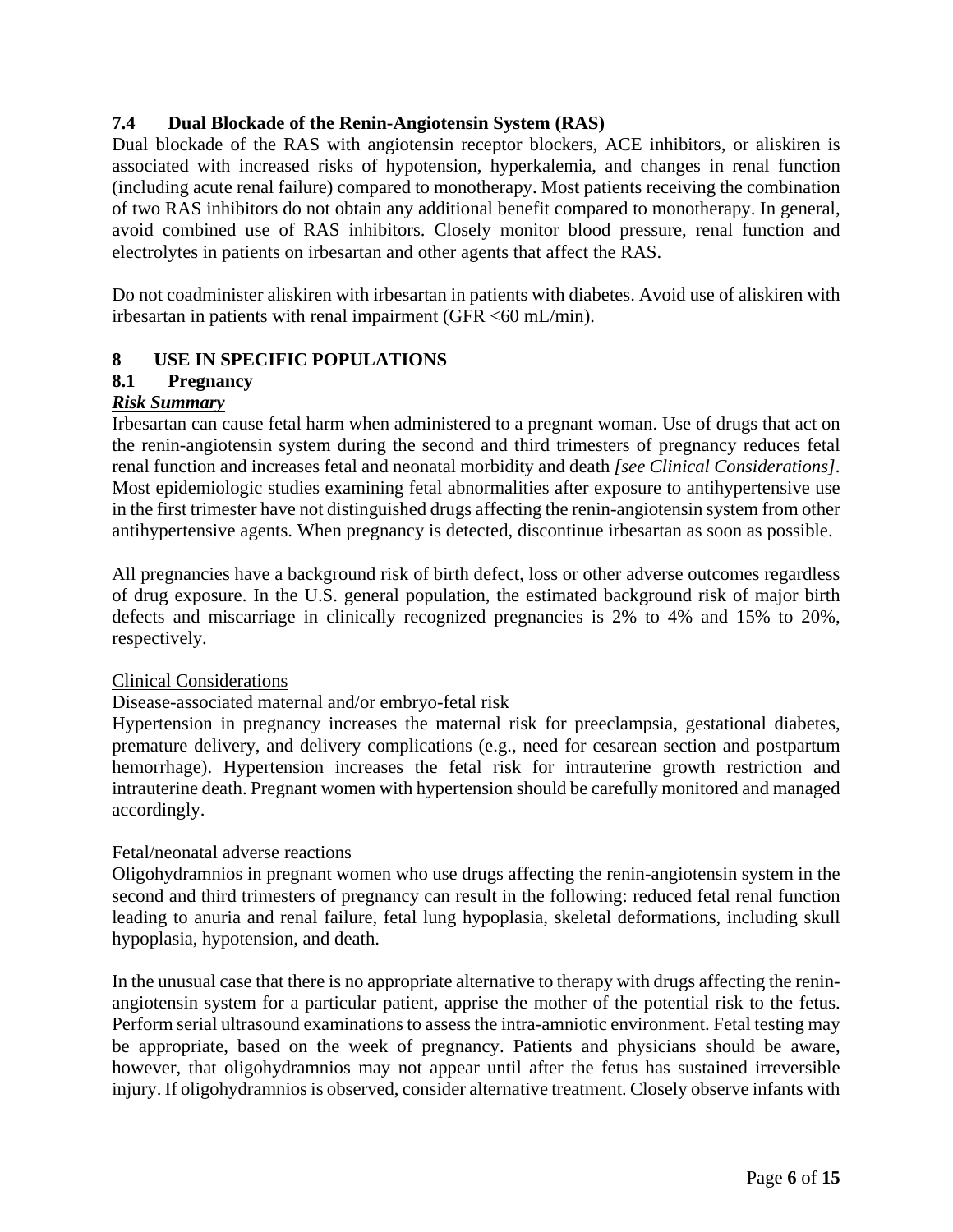### 7.4 Dual Blockade of the Renin-Angiotensin System (RAS)

Dual blockade of the RAS with angiotensin receptor blockers, ACE inhibitors, or aliskiren is associated with increased risks of hypotension, hyperkalemia, and changes in renal function (including acute renal failure) compared to monotherapy. Most patients receiving the combination of two RAS inhibitors do not obtain any additional benefit compared to monotherapy. In general, avoid combined use of RAS inhibitors. Closely monitor blood pressure, renal function and electrolytes in patients on irbesartan and other agents that affect the RAS.

Do not coadminister aliskiren with irbesartan in patients with diabetes. Avoid use of aliskiren with irbesartan in patients with renal impairment (GFR <60 mL/min).

## 8 USE IN SPECIFIC POPULATIONS

### 8.1 Pregnancy

***Risk Summary***

Irbesartan can cause fetal harm when administered to a pregnant woman. Use of drugs that act on the renin-angiotensin system during the second and third trimesters of pregnancy reduces fetal renal function and increases fetal and neonatal morbidity and death *[see Clinical Considerations]*. Most epidemiologic studies examining fetal abnormalities after exposure to antihypertensive use in the first trimester have not distinguished drugs affecting the renin-angiotensin system from other antihypertensive agents. When pregnancy is detected, discontinue irbesartan as soon as possible.

All pregnancies have a background risk of birth defect, loss or other adverse outcomes regardless of drug exposure. In the U.S. general population, the estimated background risk of major birth defects and miscarriage in clinically recognized pregnancies is 2% to 4% and 15% to 20%, respectively.

Clinical Considerations

Disease-associated maternal and/or embryo-fetal risk

Hypertension in pregnancy increases the maternal risk for preeclampsia, gestational diabetes, premature delivery, and delivery complications (e.g., need for cesarean section and postpartum hemorrhage). Hypertension increases the fetal risk for intrauterine growth restriction and intrauterine death. Pregnant women with hypertension should be carefully monitored and managed accordingly.

Fetal/neonatal adverse reactions

Oligohydramnios in pregnant women who use drugs affecting the renin-angiotensin system in the second and third trimesters of pregnancy can result in the following: reduced fetal renal function leading to anuria and renal failure, fetal lung hypoplasia, skeletal deformations, including skull hypoplasia, hypotension, and death.

In the unusual case that there is no appropriate alternative to therapy with drugs affecting the renin-angiotensin system for a particular patient, apprise the mother of the potential risk to the fetus. Perform serial ultrasound examinations to assess the intra-amniotic environment. Fetal testing may be appropriate, based on the week of pregnancy. Patients and physicians should be aware, however, that oligohydramnios may not appear until after the fetus has sustained irreversible injury. If oligohydramnios is observed, consider alternative treatment. Closely observe infants with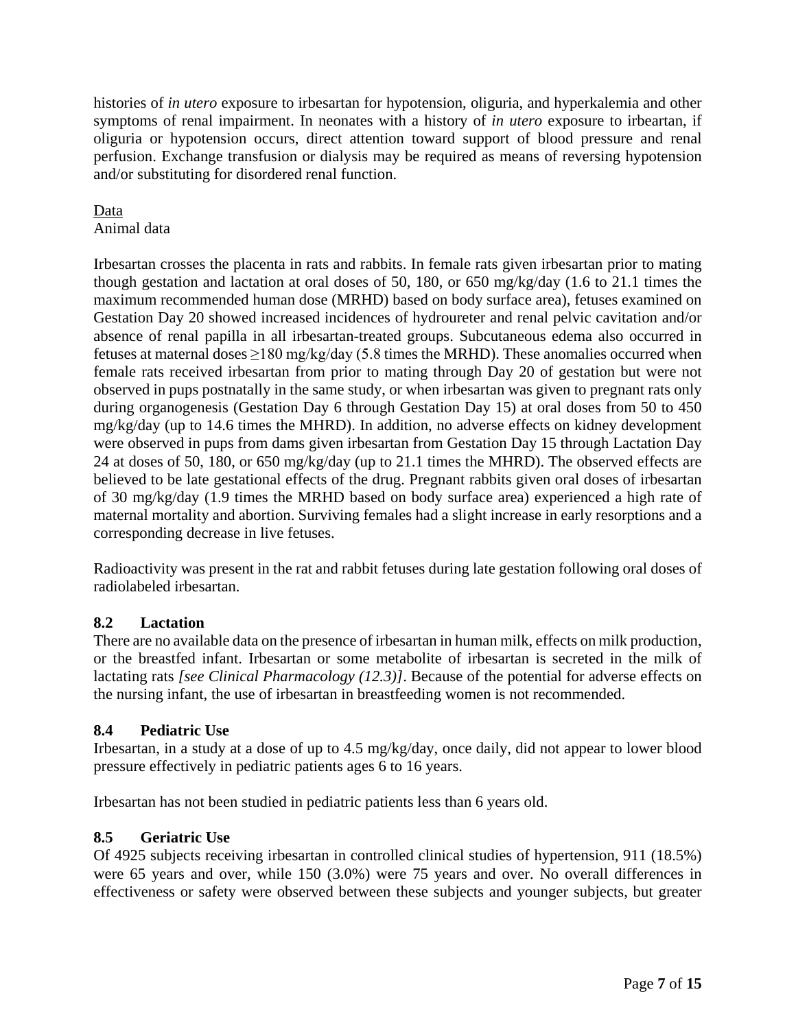histories of *in utero* exposure to irbesartan for hypotension, oliguria, and hyperkalemia and other symptoms of renal impairment. In neonates with a history of *in utero* exposure to irbeartan, if oliguria or hypotension occurs, direct attention toward support of blood pressure and renal perfusion. Exchange transfusion or dialysis may be required as means of reversing hypotension and/or substituting for disordered renal function.

Data

Animal data

Irbesartan crosses the placenta in rats and rabbits. In female rats given irbesartan prior to mating though gestation and lactation at oral doses of 50, 180, or 650 mg/kg/day (1.6 to 21.1 times the maximum recommended human dose (MRHD) based on body surface area), fetuses examined on Gestation Day 20 showed increased incidences of hydroureter and renal pelvic cavitation and/or absence of renal papilla in all irbesartan-treated groups. Subcutaneous edema also occurred in fetuses at maternal doses ≥180 mg/kg/day (5.8 times the MRHD). These anomalies occurred when female rats received irbesartan from prior to mating through Day 20 of gestation but were not observed in pups postnatally in the same study, or when irbesartan was given to pregnant rats only during organogenesis (Gestation Day 6 through Gestation Day 15) at oral doses from 50 to 450 mg/kg/day (up to 14.6 times the MHRD). In addition, no adverse effects on kidney development were observed in pups from dams given irbesartan from Gestation Day 15 through Lactation Day 24 at doses of 50, 180, or 650 mg/kg/day (up to 21.1 times the MHRD). The observed effects are believed to be late gestational effects of the drug. Pregnant rabbits given oral doses of irbesartan of 30 mg/kg/day (1.9 times the MRHD based on body surface area) experienced a high rate of maternal mortality and abortion. Surviving females had a slight increase in early resorptions and a corresponding decrease in live fetuses.

Radioactivity was present in the rat and rabbit fetuses during late gestation following oral doses of radiolabeled irbesartan.

### 8.2 Lactation

There are no available data on the presence of irbesartan in human milk, effects on milk production, or the breastfed infant. Irbesartan or some metabolite of irbesartan is secreted in the milk of lactating rats *[see Clinical Pharmacology (12.3)]*. Because of the potential for adverse effects on the nursing infant, the use of irbesartan in breastfeeding women is not recommended.

### 8.4 Pediatric Use

Irbesartan, in a study at a dose of up to 4.5 mg/kg/day, once daily, did not appear to lower blood pressure effectively in pediatric patients ages 6 to 16 years.

Irbesartan has not been studied in pediatric patients less than 6 years old.

### 8.5 Geriatric Use

Of 4925 subjects receiving irbesartan in controlled clinical studies of hypertension, 911 (18.5%) were 65 years and over, while 150 (3.0%) were 75 years and over. No overall differences in effectiveness or safety were observed between these subjects and younger subjects, but greater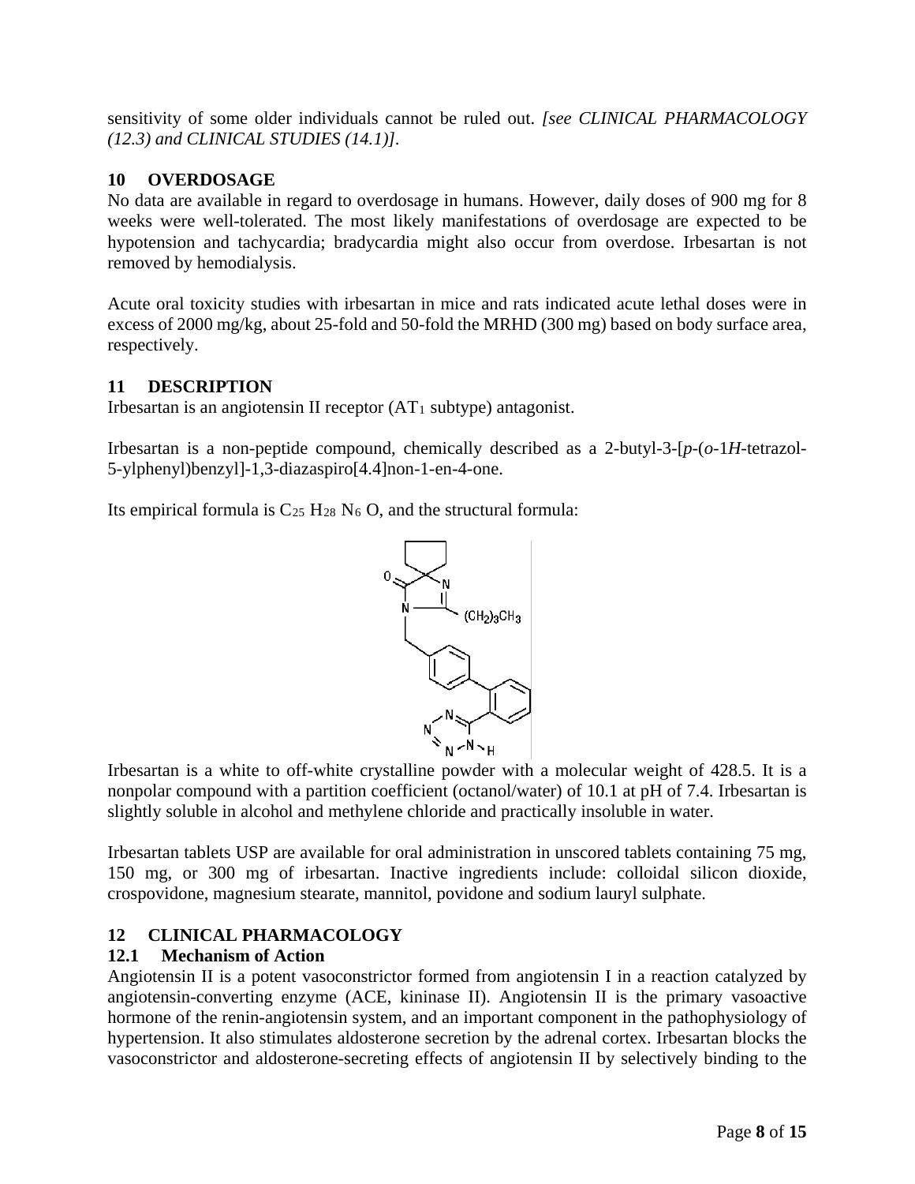sensitivity of some older individuals cannot be ruled out. *[see CLINICAL PHARMACOLOGY (12.3) and CLINICAL STUDIES (14.1)].*

## 10 OVERDOSAGE

No data are available in regard to overdosage in humans. However, daily doses of 900 mg for 8 weeks were well-tolerated. The most likely manifestations of overdosage are expected to be hypotension and tachycardia; bradycardia might also occur from overdose. Irbesartan is not removed by hemodialysis.

Acute oral toxicity studies with irbesartan in mice and rats indicated acute lethal doses were in excess of 2000 mg/kg, about 25-fold and 50-fold the MRHD (300 mg) based on body surface area, respectively.

## 11 DESCRIPTION

Irbesartan is an angiotensin II receptor ($AT_1$ subtype) antagonist.

Irbesartan is a non-peptide compound, chemically described as a 2-butyl-3-[*p*-(*o*-1*H*-tetrazol-5-ylphenyl)benzyl]-1,3-diazaspiro[4.4]non-1-en-4-one.

Its empirical formula is $C_{25}H_{28}N_6O$, and the structural formula:

Irbesartan is a white to off-white crystalline powder with a molecular weight of 428.5. It is a nonpolar compound with a partition coefficient (octanol/water) of 10.1 at pH of 7.4. Irbesartan is slightly soluble in alcohol and methylene chloride and practically insoluble in water.

Irbesartan tablets USP are available for oral administration in unscored tablets containing 75 mg, 150 mg, or 300 mg of irbesartan. Inactive ingredients include: colloidal silicon dioxide, crospovidone, magnesium stearate, mannitol, povidone and sodium lauryl sulphate.

## 12 CLINICAL PHARMACOLOGY

### 12.1 Mechanism of Action

Angiotensin II is a potent vasoconstrictor formed from angiotensin I in a reaction catalyzed by angiotensin-converting enzyme (ACE, kininase II). Angiotensin II is the primary vasoactive hormone of the renin-angiotensin system, and an important component in the pathophysiology of hypertension. It also stimulates aldosterone secretion by the adrenal cortex. Irbesartan blocks the vasoconstrictor and aldosterone-secreting effects of angiotensin II by selectively binding to the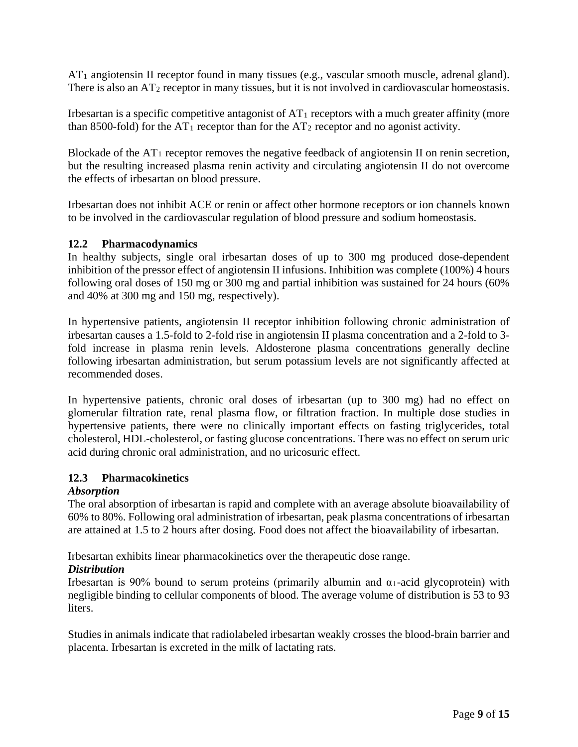$AT_1$ angiotensin II receptor found in many tissues (e.g., vascular smooth muscle, adrenal gland). There is also an $AT_2$ receptor in many tissues, but it is not involved in cardiovascular homeostasis.

Irbesartan is a specific competitive antagonist of $AT_1$ receptors with a much greater affinity (more than 8500-fold) for the $AT_1$ receptor than for the $AT_2$ receptor and no agonist activity.

Blockade of the $AT_1$ receptor removes the negative feedback of angiotensin II on renin secretion, but the resulting increased plasma renin activity and circulating angiotensin II do not overcome the effects of irbesartan on blood pressure.

Irbesartan does not inhibit ACE or renin or affect other hormone receptors or ion channels known to be involved in the cardiovascular regulation of blood pressure and sodium homeostasis.

### 12.2 Pharmacodynamics

In healthy subjects, single oral irbesartan doses of up to 300 mg produced dose-dependent inhibition of the pressor effect of angiotensin II infusions. Inhibition was complete (100%) 4 hours following oral doses of 150 mg or 300 mg and partial inhibition was sustained for 24 hours (60% and 40% at 300 mg and 150 mg, respectively).

In hypertensive patients, angiotensin II receptor inhibition following chronic administration of irbesartan causes a 1.5-fold to 2-fold rise in angiotensin II plasma concentration and a 2-fold to 3-fold increase in plasma renin levels. Aldosterone plasma concentrations generally decline following irbesartan administration, but serum potassium levels are not significantly affected at recommended doses.

In hypertensive patients, chronic oral doses of irbesartan (up to 300 mg) had no effect on glomerular filtration rate, renal plasma flow, or filtration fraction. In multiple dose studies in hypertensive patients, there were no clinically important effects on fasting triglycerides, total cholesterol, HDL-cholesterol, or fasting glucose concentrations. There was no effect on serum uric acid during chronic oral administration, and no uricosuric effect.

### 12.3 Pharmacokinetics

***Absorption***

The oral absorption of irbesartan is rapid and complete with an average absolute bioavailability of 60% to 80%. Following oral administration of irbesartan, peak plasma concentrations of irbesartan are attained at 1.5 to 2 hours after dosing. Food does not affect the bioavailability of irbesartan.

Irbesartan exhibits linear pharmacokinetics over the therapeutic dose range.

***Distribution***

Irbesartan is 90% bound to serum proteins (primarily albumin and $\alpha_1$-acid glycoprotein) with negligible binding to cellular components of blood. The average volume of distribution is 53 to 93 liters.

Studies in animals indicate that radiolabeled irbesartan weakly crosses the blood-brain barrier and placenta. Irbesartan is excreted in the milk of lactating rats.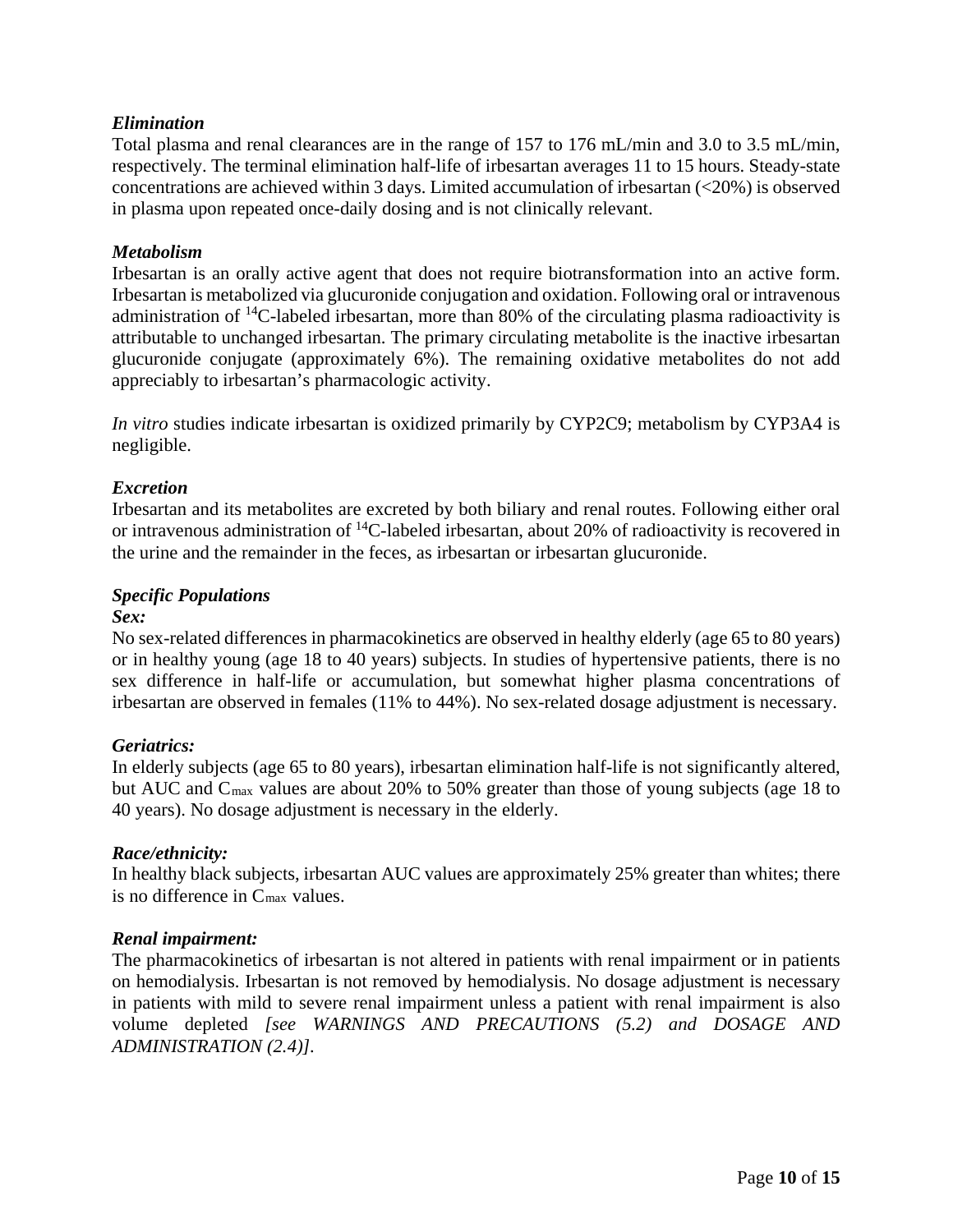***Elimination***

Total plasma and renal clearances are in the range of 157 to 176 mL/min and 3.0 to 3.5 mL/min, respectively. The terminal elimination half-life of irbesartan averages 11 to 15 hours. Steady-state concentrations are achieved within 3 days. Limited accumulation of irbesartan (<20%) is observed in plasma upon repeated once-daily dosing and is not clinically relevant.

***Metabolism***

Irbesartan is an orally active agent that does not require biotransformation into an active form. Irbesartan is metabolized via glucuronide conjugation and oxidation. Following oral or intravenous administration of $^{14}C$-labeled irbesartan, more than 80% of the circulating plasma radioactivity is attributable to unchanged irbesartan. The primary circulating metabolite is the inactive irbesartan glucuronide conjugate (approximately 6%). The remaining oxidative metabolites do not add appreciably to irbesartan's pharmacologic activity.

*In vitro* studies indicate irbesartan is oxidized primarily by CYP2C9; metabolism by CYP3A4 is negligible.

***Excretion***

Irbesartan and its metabolites are excreted by both biliary and renal routes. Following either oral or intravenous administration of $^{14}C$-labeled irbesartan, about 20% of radioactivity is recovered in the urine and the remainder in the feces, as irbesartan or irbesartan glucuronide.

***Specific Populations***

***Sex:***

No sex-related differences in pharmacokinetics are observed in healthy elderly (age 65 to 80 years) or in healthy young (age 18 to 40 years) subjects. In studies of hypertensive patients, there is no sex difference in half-life or accumulation, but somewhat higher plasma concentrations of irbesartan are observed in females (11% to 44%). No sex-related dosage adjustment is necessary.

***Geriatrics:***

In elderly subjects (age 65 to 80 years), irbesartan elimination half-life is not significantly altered, but AUC and $C_{max}$ values are about 20% to 50% greater than those of young subjects (age 18 to 40 years). No dosage adjustment is necessary in the elderly.

***Race/ethnicity:***

In healthy black subjects, irbesartan AUC values are approximately 25% greater than whites; there is no difference in $C_{max}$ values.

***Renal impairment:***

The pharmacokinetics of irbesartan is not altered in patients with renal impairment or in patients on hemodialysis. Irbesartan is not removed by hemodialysis. No dosage adjustment is necessary in patients with mild to severe renal impairment unless a patient with renal impairment is also volume depleted *[see WARNINGS AND PRECAUTIONS (5.2) and DOSAGE AND ADMINISTRATION (2.4)]*.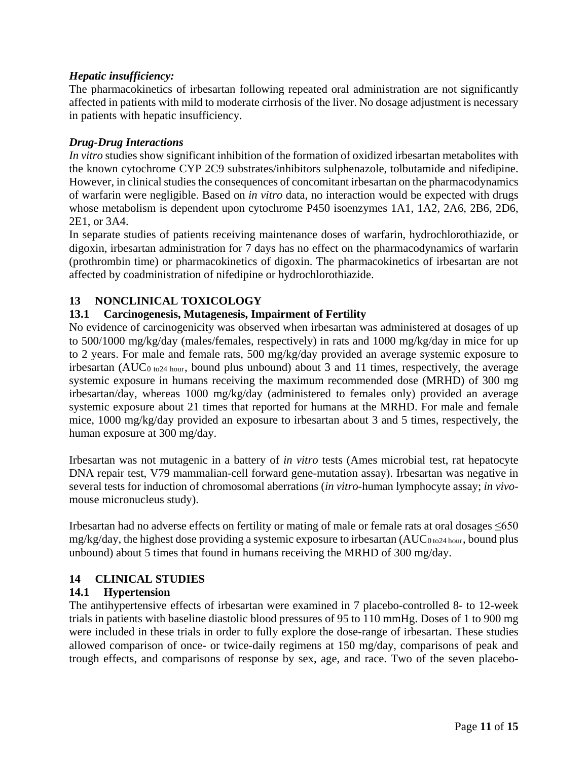***Hepatic insufficiency:***

The pharmacokinetics of irbesartan following repeated oral administration are not significantly affected in patients with mild to moderate cirrhosis of the liver. No dosage adjustment is necessary in patients with hepatic insufficiency.

***Drug-Drug Interactions***

*In vitro* studies show significant inhibition of the formation of oxidized irbesartan metabolites with the known cytochrome CYP 2C9 substrates/inhibitors sulphenazole, tolbutamide and nifedipine. However, in clinical studies the consequences of concomitant irbesartan on the pharmacodynamics of warfarin were negligible. Based on *in vitro* data, no interaction would be expected with drugs whose metabolism is dependent upon cytochrome P450 isoenzymes 1A1, 1A2, 2A6, 2B6, 2D6, 2E1, or 3A4.

In separate studies of patients receiving maintenance doses of warfarin, hydrochlorothiazide, or digoxin, irbesartan administration for 7 days has no effect on the pharmacodynamics of warfarin (prothrombin time) or pharmacokinetics of digoxin. The pharmacokinetics of irbesartan are not affected by coadministration of nifedipine or hydrochlorothiazide.

## 13 NONCLINICAL TOXICOLOGY

### 13.1 Carcinogenesis, Mutagenesis, Impairment of Fertility

No evidence of carcinogenicity was observed when irbesartan was administered at dosages of up to 500/1000 mg/kg/day (males/females, respectively) in rats and 1000 mg/kg/day in mice for up to 2 years. For male and female rats, 500 mg/kg/day provided an average systemic exposure to irbesartan ($AUC_{0\ \text{to}24\ \text{hour}}$, bound plus unbound) about 3 and 11 times, respectively, the average systemic exposure in humans receiving the maximum recommended dose (MRHD) of 300 mg irbesartan/day, whereas 1000 mg/kg/day (administered to females only) provided an average systemic exposure about 21 times that reported for humans at the MRHD. For male and female mice, 1000 mg/kg/day provided an exposure to irbesartan about 3 and 5 times, respectively, the human exposure at 300 mg/day.

Irbesartan was not mutagenic in a battery of *in vitro* tests (Ames microbial test, rat hepatocyte DNA repair test, V79 mammalian-cell forward gene-mutation assay). Irbesartan was negative in several tests for induction of chromosomal aberrations (*in vitro*-human lymphocyte assay; *in vivo*-mouse micronucleus study).

Irbesartan had no adverse effects on fertility or mating of male or female rats at oral dosages ≤650 mg/kg/day, the highest dose providing a systemic exposure to irbesartan ($AUC_{0\ \text{to}24\ \text{hour}}$, bound plus unbound) about 5 times that found in humans receiving the MRHD of 300 mg/day.

## 14 CLINICAL STUDIES

### 14.1 Hypertension

The antihypertensive effects of irbesartan were examined in 7 placebo-controlled 8- to 12-week trials in patients with baseline diastolic blood pressures of 95 to 110 mmHg. Doses of 1 to 900 mg were included in these trials in order to fully explore the dose-range of irbesartan. These studies allowed comparison of once- or twice-daily regimens at 150 mg/day, comparisons of peak and trough effects, and comparisons of response by sex, age, and race. Two of the seven placebo-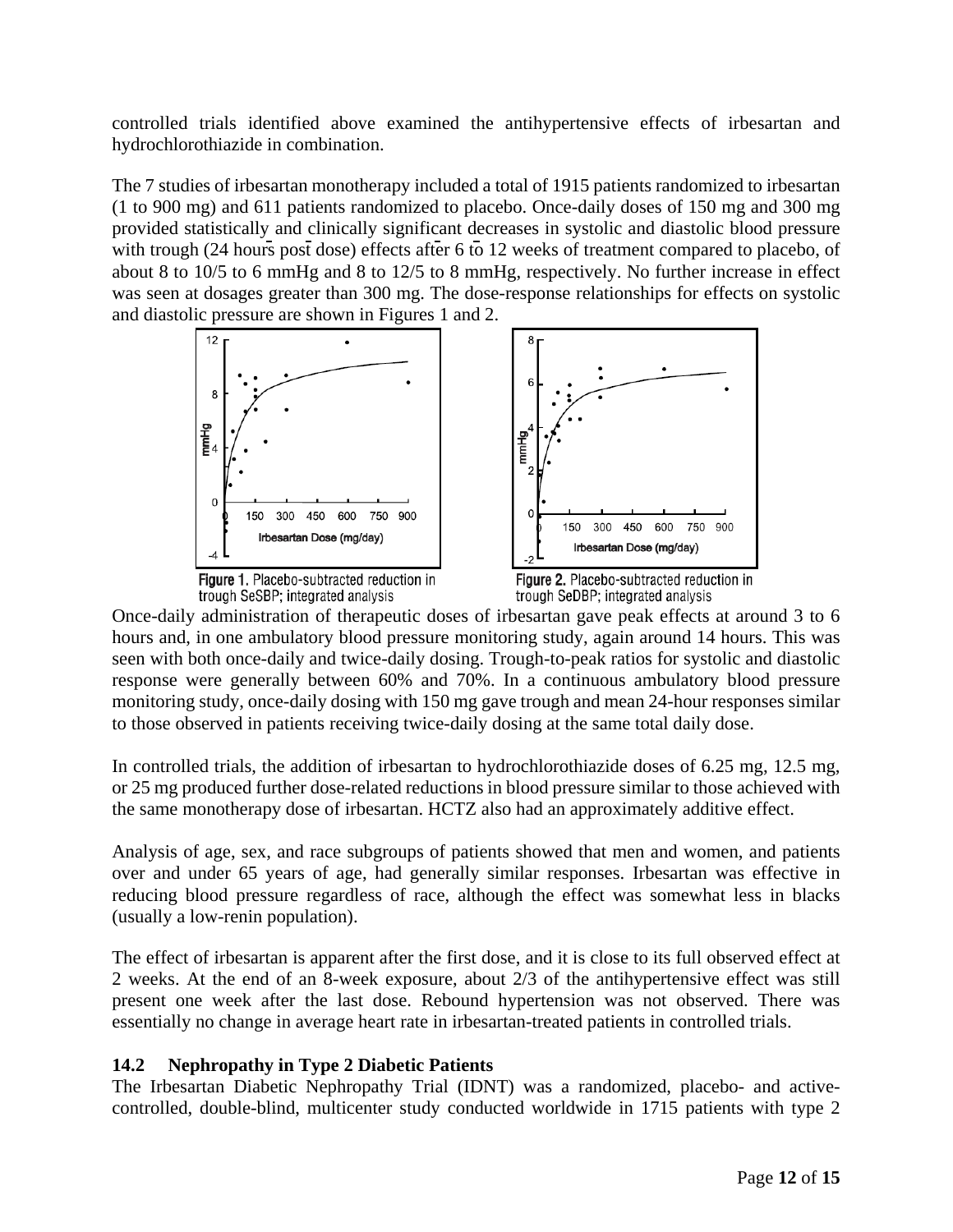controlled trials identified above examined the antihypertensive effects of irbesartan and hydrochlorothiazide in combination.

The 7 studies of irbesartan monotherapy included a total of 1915 patients randomized to irbesartan (1 to 900 mg) and 611 patients randomized to placebo. Once-daily doses of 150 mg and 300 mg provided statistically and clinically significant decreases in systolic and diastolic blood pressure with trough (24 hours post dose) effects after 6 to 12 weeks of treatment compared to placebo, of about 8 to 10/5 to 6 mmHg and 8 to 12/5 to 8 mmHg, respectively. No further increase in effect was seen at dosages greater than 300 mg. The dose-response relationships for effects on systolic and diastolic pressure are shown in Figures 1 and 2.

**Figure 1.** Placebo-subtracted reduction in trough SeSBP; integrated analysis

**Figure 2.** Placebo-subtracted reduction in trough SeDBP; integrated analysis

Once-daily administration of therapeutic doses of irbesartan gave peak effects at around 3 to 6 hours and, in one ambulatory blood pressure monitoring study, again around 14 hours. This was seen with both once-daily and twice-daily dosing. Trough-to-peak ratios for systolic and diastolic response were generally between 60% and 70%. In a continuous ambulatory blood pressure monitoring study, once-daily dosing with 150 mg gave trough and mean 24-hour responses similar to those observed in patients receiving twice-daily dosing at the same total daily dose.

In controlled trials, the addition of irbesartan to hydrochlorothiazide doses of 6.25 mg, 12.5 mg, or 25 mg produced further dose-related reductions in blood pressure similar to those achieved with the same monotherapy dose of irbesartan. HCTZ also had an approximately additive effect.

Analysis of age, sex, and race subgroups of patients showed that men and women, and patients over and under 65 years of age, had generally similar responses. Irbesartan was effective in reducing blood pressure regardless of race, although the effect was somewhat less in blacks (usually a low-renin population).

The effect of irbesartan is apparent after the first dose, and it is close to its full observed effect at 2 weeks. At the end of an 8-week exposure, about 2/3 of the antihypertensive effect was still present one week after the last dose. Rebound hypertension was not observed. There was essentially no change in average heart rate in irbesartan-treated patients in controlled trials.

### 14.2 Nephropathy in Type 2 Diabetic Patients

The Irbesartan Diabetic Nephropathy Trial (IDNT) was a randomized, placebo- and active-controlled, double-blind, multicenter study conducted worldwide in 1715 patients with type 2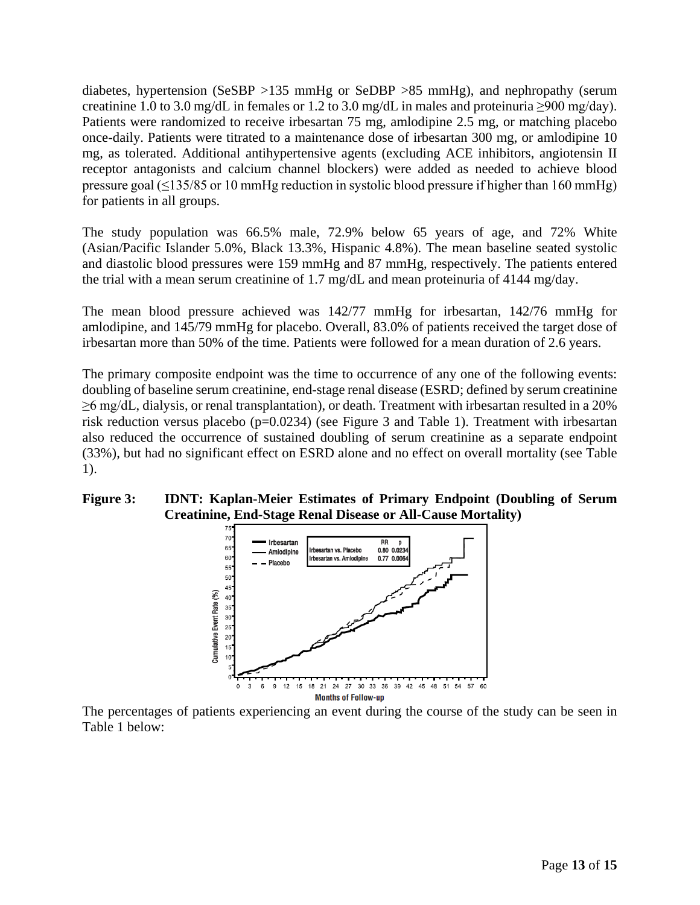diabetes, hypertension (SeSBP >135 mmHg or SeDBP >85 mmHg), and nephropathy (serum creatinine 1.0 to 3.0 mg/dL in females or 1.2 to 3.0 mg/dL in males and proteinuria ≥900 mg/day). Patients were randomized to receive irbesartan 75 mg, amlodipine 2.5 mg, or matching placebo once-daily. Patients were titrated to a maintenance dose of irbesartan 300 mg, or amlodipine 10 mg, as tolerated. Additional antihypertensive agents (excluding ACE inhibitors, angiotensin II receptor antagonists and calcium channel blockers) were added as needed to achieve blood pressure goal (≤135/85 or 10 mmHg reduction in systolic blood pressure if higher than 160 mmHg) for patients in all groups.

The study population was 66.5% male, 72.9% below 65 years of age, and 72% White (Asian/Pacific Islander 5.0%, Black 13.3%, Hispanic 4.8%). The mean baseline seated systolic and diastolic blood pressures were 159 mmHg and 87 mmHg, respectively. The patients entered the trial with a mean serum creatinine of 1.7 mg/dL and mean proteinuria of 4144 mg/day.

The mean blood pressure achieved was 142/77 mmHg for irbesartan, 142/76 mmHg for amlodipine, and 145/79 mmHg for placebo. Overall, 83.0% of patients received the target dose of irbesartan more than 50% of the time. Patients were followed for a mean duration of 2.6 years.

The primary composite endpoint was the time to occurrence of any one of the following events: doubling of baseline serum creatinine, end-stage renal disease (ESRD; defined by serum creatinine ≥6 mg/dL, dialysis, or renal transplantation), or death. Treatment with irbesartan resulted in a 20% risk reduction versus placebo (p=0.0234) (see Figure 3 and Table 1). Treatment with irbesartan also reduced the occurrence of sustained doubling of serum creatinine as a separate endpoint (33%), but had no significant effect on ESRD alone and no effect on overall mortality (see Table 1).

**Figure 3: IDNT: Kaplan-Meier Estimates of Primary Endpoint (Doubling of Serum Creatinine, End-Stage Renal Disease or All-Cause Mortality)**

The percentages of patients experiencing an event during the course of the study can be seen in Table 1 below: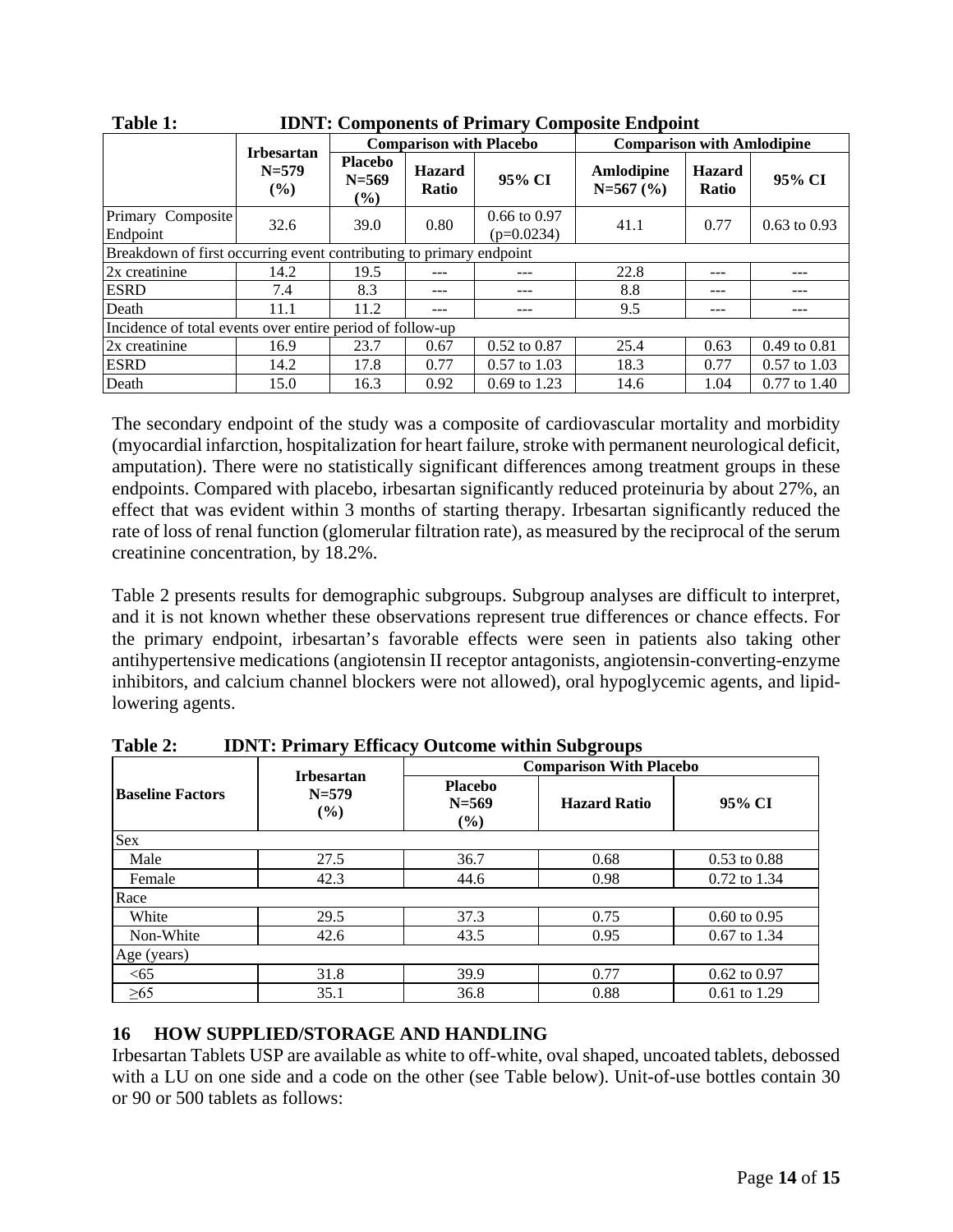**Table 1: IDNT: Components of Primary Composite Endpoint**

| | Irbesartan N=579 (%) | Comparison with Placebo | | | Comparison with Amlodipine | | |
|---|---|---|---|---|---|---|---|
| | | Placebo N=569 (%) | Hazard Ratio | 95% CI | Amlodipine N=567 (%) | Hazard Ratio | 95% CI |
| Primary Composite Endpoint | 32.6 | 39.0 | 0.80 | 0.66 to 0.97 (p=0.0234) | 41.1 | 0.77 | 0.63 to 0.93 |
| Breakdown of first occurring event contributing to primary endpoint | | | | | | | |
| 2x creatinine | 14.2 | 19.5 | --- | --- | 22.8 | --- | --- |
| ESRD | 7.4 | 8.3 | --- | --- | 8.8 | --- | --- |
| Death | 11.1 | 11.2 | --- | --- | 9.5 | --- | --- |
| Incidence of total events over entire period of follow-up | | | | | | | |
| 2x creatinine | 16.9 | 23.7 | 0.67 | 0.52 to 0.87 | 25.4 | 0.63 | 0.49 to 0.81 |
| ESRD | 14.2 | 17.8 | 0.77 | 0.57 to 1.03 | 18.3 | 0.77 | 0.57 to 1.03 |
| Death | 15.0 | 16.3 | 0.92 | 0.69 to 1.23 | 14.6 | 1.04 | 0.77 to 1.40 |

The secondary endpoint of the study was a composite of cardiovascular mortality and morbidity (myocardial infarction, hospitalization for heart failure, stroke with permanent neurological deficit, amputation). There were no statistically significant differences among treatment groups in these endpoints. Compared with placebo, irbesartan significantly reduced proteinuria by about 27%, an effect that was evident within 3 months of starting therapy. Irbesartan significantly reduced the rate of loss of renal function (glomerular filtration rate), as measured by the reciprocal of the serum creatinine concentration, by 18.2%.

Table 2 presents results for demographic subgroups. Subgroup analyses are difficult to interpret, and it is not known whether these observations represent true differences or chance effects. For the primary endpoint, irbesartan's favorable effects were seen in patients also taking other antihypertensive medications (angiotensin II receptor antagonists, angiotensin-converting-enzyme inhibitors, and calcium channel blockers were not allowed), oral hypoglycemic agents, and lipid-lowering agents.

**Table 2: IDNT: Primary Efficacy Outcome within Subgroups**

| Baseline Factors | Irbesartan N=579 (%) | Comparison With Placebo | | |
|---|---|---|---|---|
| | | Placebo N=569 (%) | Hazard Ratio | 95% CI |
| Sex | | | | |
| Male | 27.5 | 36.7 | 0.68 | 0.53 to 0.88 |
| Female | 42.3 | 44.6 | 0.98 | 0.72 to 1.34 |
| Race | | | | |
| White | 29.5 | 37.3 | 0.75 | 0.60 to 0.95 |
| Non-White | 42.6 | 43.5 | 0.95 | 0.67 to 1.34 |
| Age (years) | | | | |
| <65 | 31.8 | 39.9 | 0.77 | 0.62 to 0.97 |
| ≥65 | 35.1 | 36.8 | 0.88 | 0.61 to 1.29 |

## 16 HOW SUPPLIED/STORAGE AND HANDLING

Irbesartan Tablets USP are available as white to off-white, oval shaped, uncoated tablets, debossed with a LU on one side and a code on the other (see Table below). Unit-of-use bottles contain 30 or 90 or 500 tablets as follows: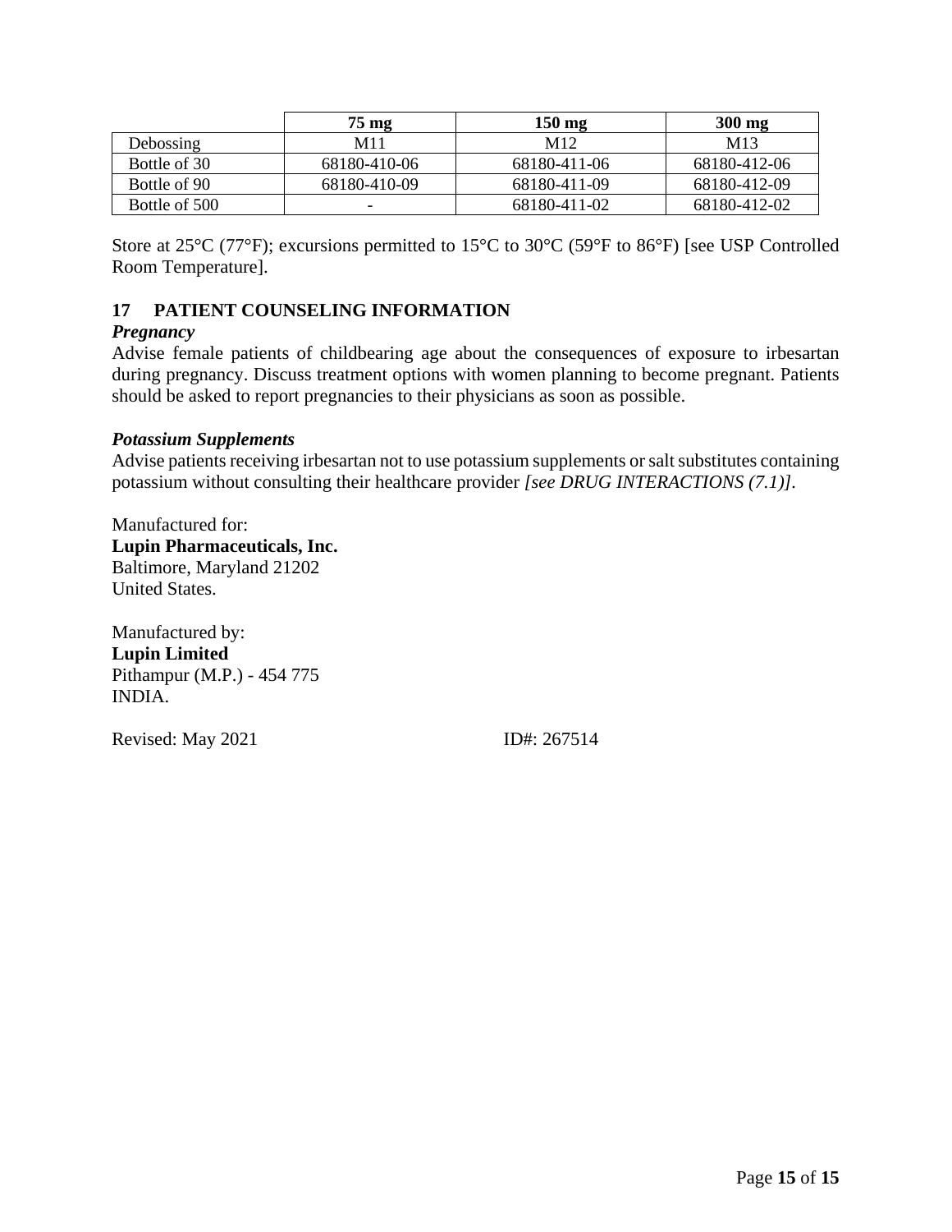| | 75 mg | 150 mg | 300 mg |
|---|---|---|---|
| Debossing | M11 | M12 | M13 |
| Bottle of 30 | 68180-410-06 | 68180-411-06 | 68180-412-06 |
| Bottle of 90 | 68180-410-09 | 68180-411-09 | 68180-412-09 |
| Bottle of 500 | - | 68180-411-02 | 68180-412-02 |

Store at 25°C (77°F); excursions permitted to 15°C to 30°C (59°F to 86°F) [see USP Controlled Room Temperature].

## 17 PATIENT COUNSELING INFORMATION

***Pregnancy***

Advise female patients of childbearing age about the consequences of exposure to irbesartan during pregnancy. Discuss treatment options with women planning to become pregnant. Patients should be asked to report pregnancies to their physicians as soon as possible.

***Potassium Supplements***

Advise patients receiving irbesartan not to use potassium supplements or salt substitutes containing potassium without consulting their healthcare provider *[see DRUG INTERACTIONS (7.1)]*.

Manufactured for:
**Lupin Pharmaceuticals, Inc.**
Baltimore, Maryland 21202
United States.

Manufactured by:
**Lupin Limited**
Pithampur (M.P.) - 454 775
INDIA.

Revised: May 2021 ID#: 267514